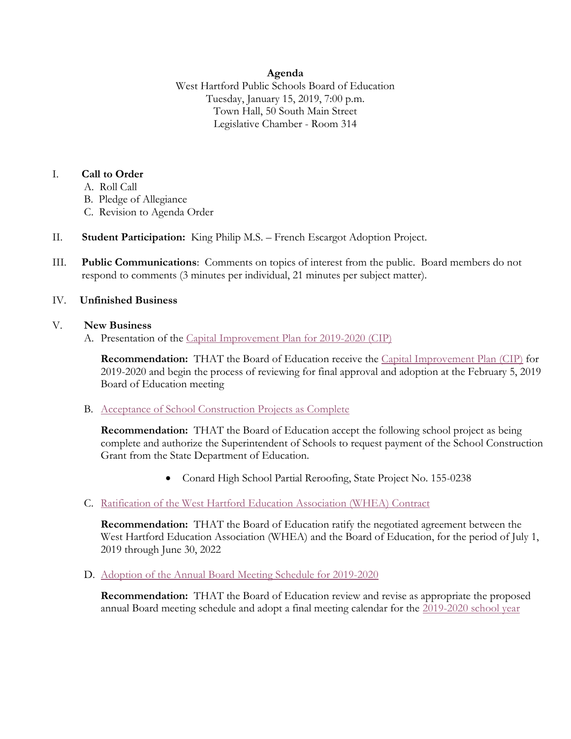**Agenda**

West Hartford Public Schools Board of Education
Tuesday, January 15, 2019, 7:00 p.m.
Town Hall, 50 South Main Street
Legislative Chamber - Room 314

I. **Call to Order**
   A. Roll Call
   B. Pledge of Allegiance
   C. Revision to Agenda Order

II. **Student Participation:** King Philip M.S. – French Escargot Adoption Project.

III. **Public Communications**: Comments on topics of interest from the public. Board members do not respond to comments (3 minutes per individual, 21 minutes per subject matter).

IV. **Unfinished Business**

V. **New Business**

   A. Presentation of the Capital Improvement Plan for 2019-2020 (CIP)

   **Recommendation:** THAT the Board of Education receive the Capital Improvement Plan (CIP) for 2019-2020 and begin the process of reviewing for final approval and adoption at the February 5, 2019 Board of Education meeting

   B. Acceptance of School Construction Projects as Complete

   **Recommendation:** THAT the Board of Education accept the following school project as being complete and authorize the Superintendent of Schools to request payment of the School Construction Grant from the State Department of Education.

   - Conard High School Partial Reroofing, State Project No. 155-0238

   C. Ratification of the West Hartford Education Association (WHEA) Contract

   **Recommendation:** THAT the Board of Education ratify the negotiated agreement between the West Hartford Education Association (WHEA) and the Board of Education, for the period of July 1, 2019 through June 30, 2022

   D. Adoption of the Annual Board Meeting Schedule for 2019-2020

   **Recommendation:** THAT the Board of Education review and revise as appropriate the proposed annual Board meeting schedule and adopt a final meeting calendar for the 2019-2020 school year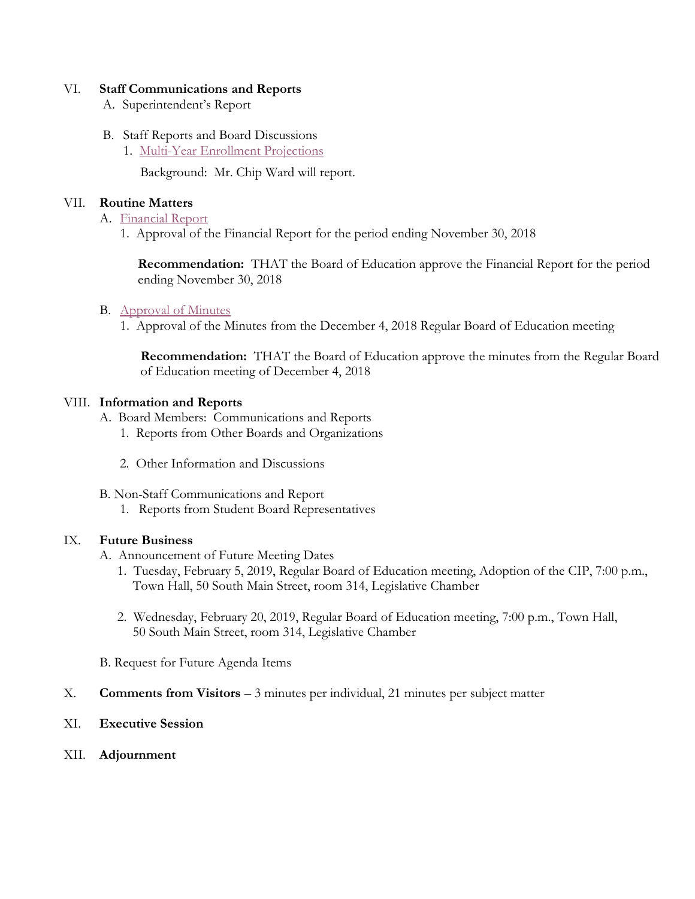VI. **Staff Communications and Reports**

A. Superintendent's Report

B. Staff Reports and Board Discussions

1. Multi-Year Enrollment Projections

Background: Mr. Chip Ward will report.

VII. **Routine Matters**

A. Financial Report

1. Approval of the Financial Report for the period ending November 30, 2018

**Recommendation:** THAT the Board of Education approve the Financial Report for the period ending November 30, 2018

B. Approval of Minutes

1. Approval of the Minutes from the December 4, 2018 Regular Board of Education meeting

**Recommendation:** THAT the Board of Education approve the minutes from the Regular Board of Education meeting of December 4, 2018

VIII. **Information and Reports**

A. Board Members: Communications and Reports

1. Reports from Other Boards and Organizations

2. Other Information and Discussions

B. Non-Staff Communications and Report

1. Reports from Student Board Representatives

IX. **Future Business**

A. Announcement of Future Meeting Dates

1. Tuesday, February 5, 2019, Regular Board of Education meeting, Adoption of the CIP, 7:00 p.m., Town Hall, 50 South Main Street, room 314, Legislative Chamber

2. Wednesday, February 20, 2019, Regular Board of Education meeting, 7:00 p.m., Town Hall, 50 South Main Street, room 314, Legislative Chamber

B. Request for Future Agenda Items

X. **Comments from Visitors** – 3 minutes per individual, 21 minutes per subject matter

XI. **Executive Session**

XII. **Adjournment**